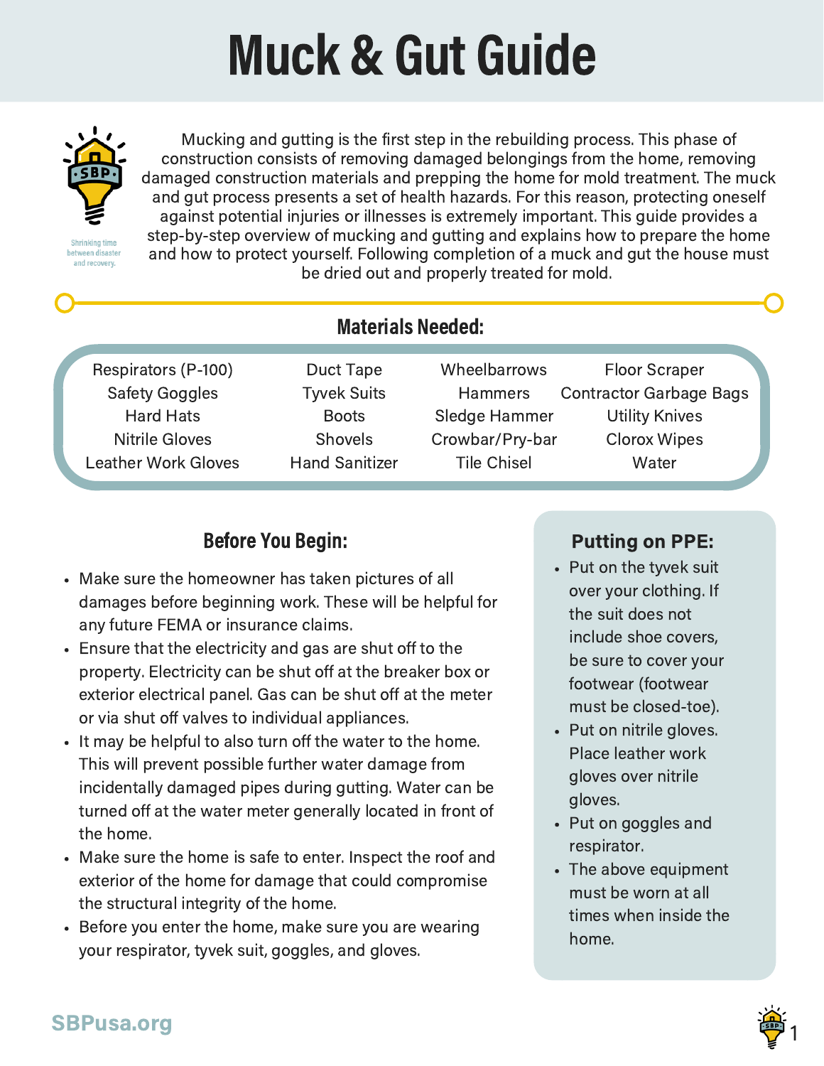# Muck & Gut Guide

Shrinking time between disaster and recovery.

Mucking and gutting is the first step in the rebuilding process. This phase of construction consists of removing damaged belongings from the home, removing damaged construction materials and prepping the home for mold treatment. The muck and gut process presents a set of health hazards. For this reason, protecting oneself against potential injuries or illnesses is extremely important. This guide provides a step-by-step overview of mucking and gutting and explains how to prepare the home and how to protect yourself. Following completion of a muck and gut the house must be dried out and properly treated for mold.

## Materials Needed:

| | | | |
|---|---|---|---|
| Respirators (P-100) | Duct Tape | Wheelbarrows | Floor Scraper |
| Safety Goggles | Tyvek Suits | Hammers | Contractor Garbage Bags |
| Hard Hats | Boots | Sledge Hammer | Utility Knives |
| Nitrile Gloves | Shovels | Crowbar/Pry-bar | Clorox Wipes |
| Leather Work Gloves | Hand Sanitizer | Tile Chisel | Water |

## Before You Begin:

- Make sure the homeowner has taken pictures of all damages before beginning work. These will be helpful for any future FEMA or insurance claims.
- Ensure that the electricity and gas are shut off to the property. Electricity can be shut off at the breaker box or exterior electrical panel. Gas can be shut off at the meter or via shut off valves to individual appliances.
- It may be helpful to also turn off the water to the home. This will prevent possible further water damage from incidentally damaged pipes during gutting. Water can be turned off at the water meter generally located in front of the home.
- Make sure the home is safe to enter. Inspect the roof and exterior of the home for damage that could compromise the structural integrity of the home.
- Before you enter the home, make sure you are wearing your respirator, tyvek suit, goggles, and gloves.

## Putting on PPE:

- Put on the tyvek suit over your clothing. If the suit does not include shoe covers, be sure to cover your footwear (footwear must be closed-toe).
- Put on nitrile gloves. Place leather work gloves over nitrile gloves.
- Put on goggles and respirator.
- The above equipment must be worn at all times when inside the home.

SBPusa.org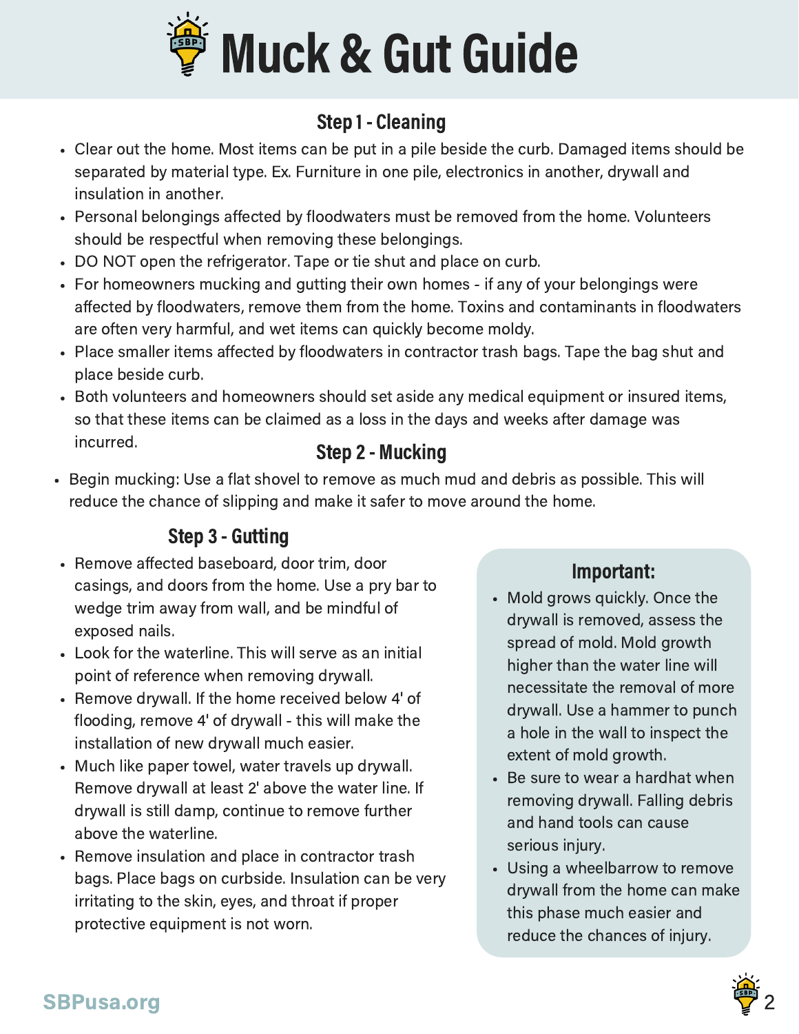# Muck & Gut Guide

## Step 1 - Cleaning

- Clear out the home. Most items can be put in a pile beside the curb. Damaged items should be separated by material type. Ex. Furniture in one pile, electronics in another, drywall and insulation in another.
- Personal belongings affected by floodwaters must be removed from the home. Volunteers should be respectful when removing these belongings.
- DO NOT open the refrigerator. Tape or tie shut and place on curb.
- For homeowners mucking and gutting their own homes - if any of your belongings were affected by floodwaters, remove them from the home. Toxins and contaminants in floodwaters are often very harmful, and wet items can quickly become moldy.
- Place smaller items affected by floodwaters in contractor trash bags. Tape the bag shut and place beside curb.
- Both volunteers and homeowners should set aside any medical equipment or insured items, so that these items can be claimed as a loss in the days and weeks after damage was incurred.

## Step 2 - Mucking

- Begin mucking: Use a flat shovel to remove as much mud and debris as possible. This will reduce the chance of slipping and make it safer to move around the home.

## Step 3 - Gutting

- Remove affected baseboard, door trim, door casings, and doors from the home. Use a pry bar to wedge trim away from wall, and be mindful of exposed nails.
- Look for the waterline. This will serve as an initial point of reference when removing drywall.
- Remove drywall. If the home received below 4' of flooding, remove 4' of drywall - this will make the installation of new drywall much easier.
- Much like paper towel, water travels up drywall. Remove drywall at least 2' above the water line. If drywall is still damp, continue to remove further above the waterline.
- Remove insulation and place in contractor trash bags. Place bags on curbside. Insulation can be very irritating to the skin, eyes, and throat if proper protective equipment is not worn.

### Important:

- Mold grows quickly. Once the drywall is removed, assess the spread of mold. Mold growth higher than the water line will necessitate the removal of more drywall. Use a hammer to punch a hole in the wall to inspect the extent of mold growth.
- Be sure to wear a hardhat when removing drywall. Falling debris and hand tools can cause serious injury.
- Using a wheelbarrow to remove drywall from the home can make this phase much easier and reduce the chances of injury.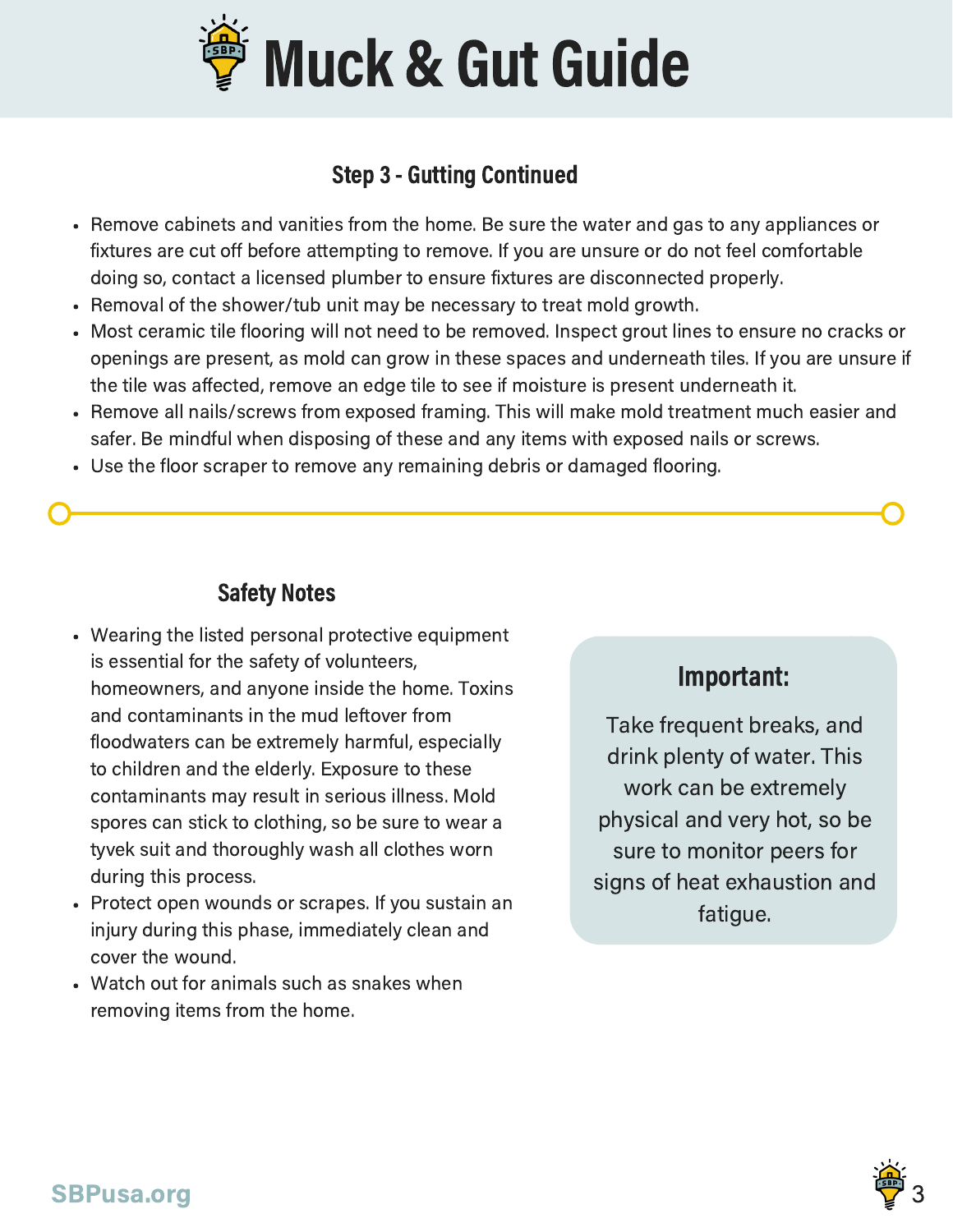# Muck & Gut Guide

## Step 3 - Gutting Continued

- Remove cabinets and vanities from the home. Be sure the water and gas to any appliances or fixtures are cut off before attempting to remove. If you are unsure or do not feel comfortable doing so, contact a licensed plumber to ensure fixtures are disconnected properly.
- Removal of the shower/tub unit may be necessary to treat mold growth.
- Most ceramic tile flooring will not need to be removed. Inspect grout lines to ensure no cracks or openings are present, as mold can grow in these spaces and underneath tiles. If you are unsure if the tile was affected, remove an edge tile to see if moisture is present underneath it.
- Remove all nails/screws from exposed framing. This will make mold treatment much easier and safer. Be mindful when disposing of these and any items with exposed nails or screws.
- Use the floor scraper to remove any remaining debris or damaged flooring.

## Safety Notes

- Wearing the listed personal protective equipment is essential for the safety of volunteers, homeowners, and anyone inside the home. Toxins and contaminants in the mud leftover from floodwaters can be extremely harmful, especially to children and the elderly. Exposure to these contaminants may result in serious illness. Mold spores can stick to clothing, so be sure to wear a tyvek suit and thoroughly wash all clothes worn during this process.
- Protect open wounds or scrapes. If you sustain an injury during this phase, immediately clean and cover the wound.
- Watch out for animals such as snakes when removing items from the home.

### Important:

Take frequent breaks, and drink plenty of water. This work can be extremely physical and very hot, so be sure to monitor peers for signs of heat exhaustion and fatigue.

SBPusa.org